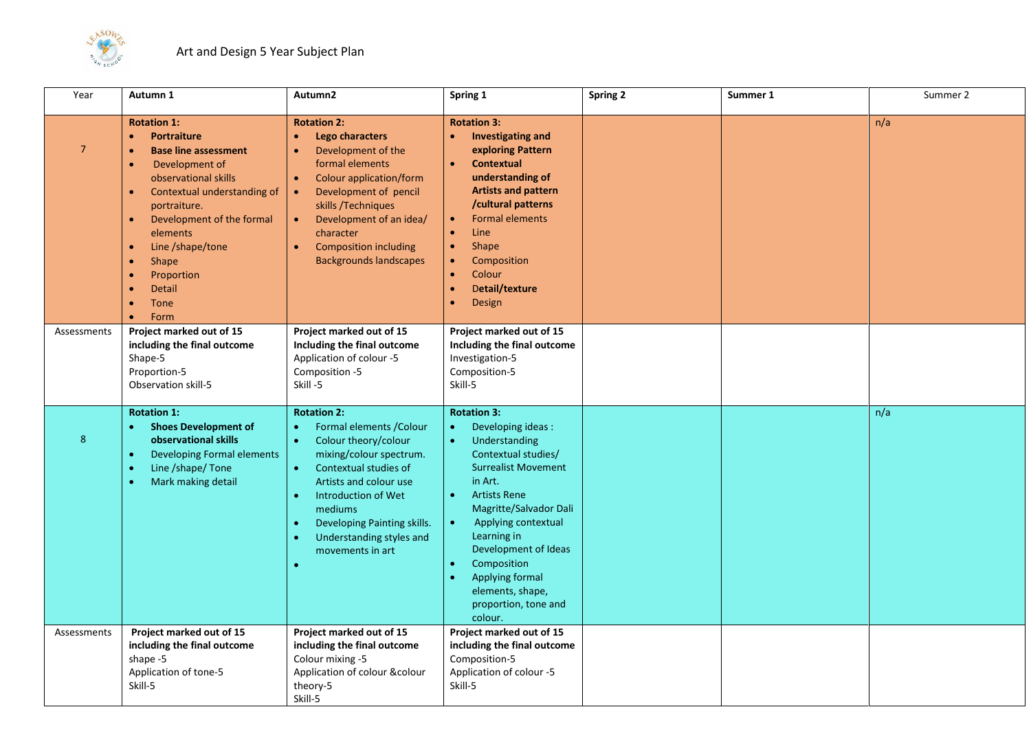# Art and Design 5 Year Subject Plan

| Year | Autumn 1 | Autumn2 | Spring 1 | Spring 2 | Summer 1 | Summer 2 |
|---|---|---|---|---|---|---|
| 7 | **Rotation 1:**<br>• **Portraiture**<br>• **Base line assessment**<br>• Development of observational skills<br>• Contextual understanding of portraiture.<br>• Development of the formal elements<br>• Line /shape/tone<br>• Shape<br>• Proportion<br>• Detail<br>• Tone<br>• Form | **Rotation 2:**<br>• **Lego characters**<br>• Development of the formal elements<br>• Colour application/form<br>• Development of pencil skills /Techniques<br>• Development of an idea/ character<br>• Composition including Backgrounds landscapes | **Rotation 3:**<br>• **Investigating and exploring Pattern**<br>• **Contextual understanding of Artists and pattern /cultural patterns**<br>• Formal elements<br>• Line<br>• Shape<br>• Composition<br>• Colour<br>• **Detail/texture**<br>• Design | | | n/a |
| Assessments | **Project marked out of 15 including the final outcome**<br>Shape-5<br>Proportion-5<br>Observation skill-5 | **Project marked out of 15 Including the final outcome**<br>Application of colour -5<br>Composition -5<br>Skill -5 | **Project marked out of 15 Including the final outcome**<br>Investigation-5<br>Composition-5<br>Skill-5 | | | |
| 8 | **Rotation 1:**<br>• **Shoes Development of observational skills**<br>• Developing Formal elements<br>• Line /shape/ Tone<br>• Mark making detail | **Rotation 2:**<br>• Formal elements /Colour<br>• Colour theory/colour mixing/colour spectrum.<br>• Contextual studies of Artists and colour use<br>• Introduction of Wet mediums<br>• Developing Painting skills.<br>• Understanding styles and movements in art<br>• | **Rotation 3:**<br>• Developing ideas :<br>• Understanding Contextual studies/ Surrealist Movement in Art.<br>• Artists Rene Magritte/Salvador Dali<br>• Applying contextual Learning in Development of Ideas<br>• Composition<br>• Applying formal elements, shape, proportion, tone and colour. | | | n/a |
| Assessments | **Project marked out of 15 including the final outcome**<br>shape -5<br>Application of tone-5<br>Skill-5 | **Project marked out of 15 including the final outcome**<br>Colour mixing -5<br>Application of colour &colour theory-5<br>Skill-5 | **Project marked out of 15 including the final outcome**<br>Composition-5<br>Application of colour -5<br>Skill-5 | | | |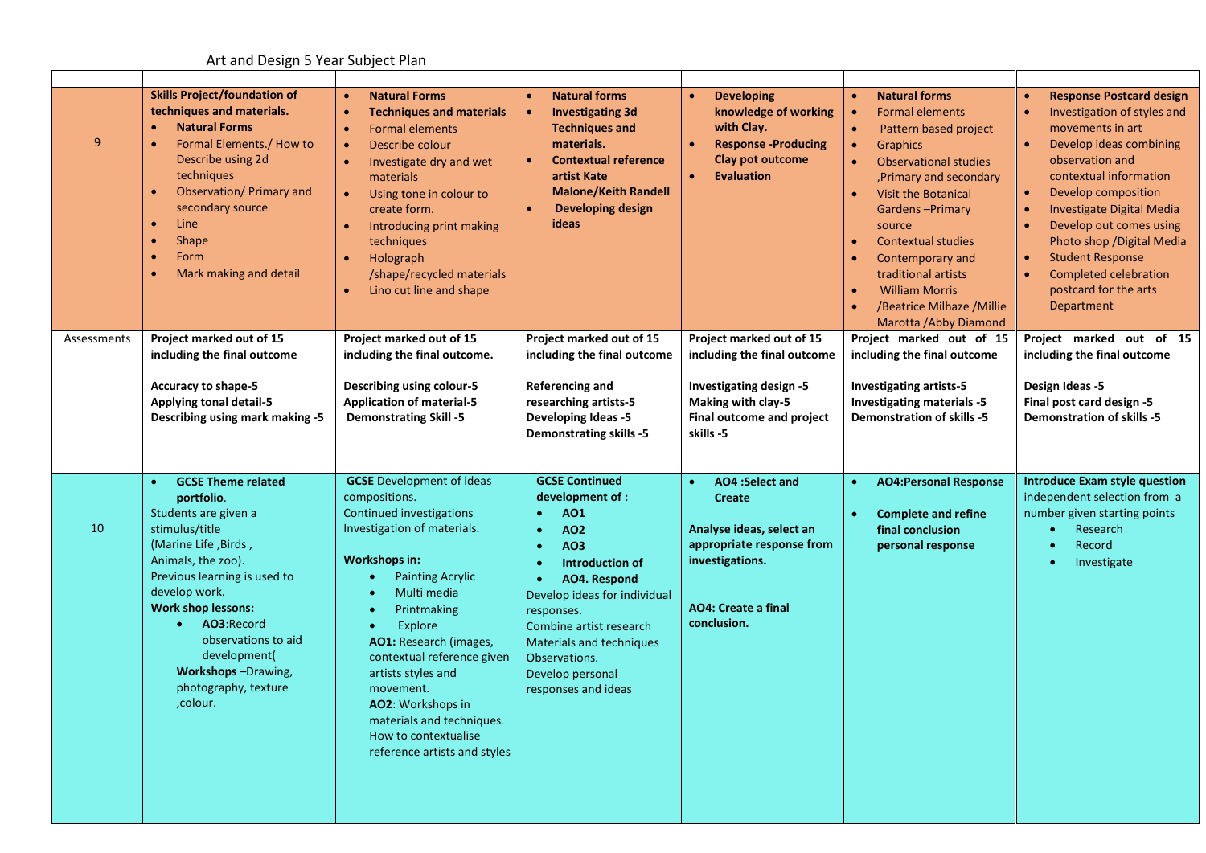Art and Design 5 Year Subject Plan

| | | | | | | |
|---|---|---|---|---|---|---|
| 9 | **Skills Project/foundation of techniques and materials.**<br>• **Natural Forms**<br>• Formal Elements./ How to Describe using 2d techniques<br>• Observation/ Primary and secondary source<br>• Line<br>• Shape<br>• Form<br>• Mark making and detail | • **Natural Forms**<br>• **Techniques and materials**<br>• Formal elements<br>• Describe colour<br>• Investigate dry and wet materials<br>• Using tone in colour to create form.<br>• Introducing print making techniques<br>• Holograph /shape/recycled materials<br>• Lino cut line and shape | • **Natural forms**<br>• **Investigating 3d Techniques and materials.**<br>• **Contextual reference artist Kate Malone/Keith Randell**<br>• **Developing design ideas** | • **Developing knowledge of working with Clay.**<br>• **Response -Producing Clay pot outcome**<br>• **Evaluation** | • **Natural forms**<br>• Formal elements<br>• Pattern based project<br>• Graphics<br>• Observational studies ,Primary and secondary<br>• Visit the Botanical Gardens –Primary source<br>• Contextual studies<br>• Contemporary and traditional artists<br>• William Morris<br>• /Beatrice Milhaze /Millie Marotta /Abby Diamond | • **Response Postcard design**<br>• Investigation of styles and movements in art<br>• Develop ideas combining observation and contextual information<br>• Develop composition<br>• Investigate Digital Media<br>• Develop out comes using Photo shop /Digital Media<br>• Student Response<br>• Completed celebration postcard for the arts Department |
| Assessments | **Project marked out of 15 including the final outcome**<br><br>**Accuracy to shape-5**<br>**Applying tonal detail-5**<br>**Describing using mark making -5** | **Project marked out of 15 including the final outcome.**<br><br>**Describing using colour-5**<br>**Application of material-5**<br>**Demonstrating Skill -5** | **Project marked out of 15 including the final outcome**<br><br>**Referencing and researching artists-5**<br>**Developing Ideas -5**<br>**Demonstrating skills -5** | **Project marked out of 15 including the final outcome**<br><br>**Investigating design -5**<br>**Making with clay-5**<br>**Final outcome and project skills -5** | **Project marked out of 15 including the final outcome**<br><br>**Investigating artists-5**<br>**Investigating materials -5**<br>**Demonstration of skills -5** | **Project marked out of 15 including the final outcome**<br><br>**Design Ideas -5**<br>**Final post card design -5**<br>**Demonstration of skills -5** |
| 10 | • **GCSE Theme related portfolio**.<br>Students are given a stimulus/title (Marine Life ,Birds , Animals, the zoo).<br>Previous learning is used to develop work.<br>**Work shop lessons:**<br>• **AO3**:Record observations to aid development(<br>**Workshops** –Drawing, photography, texture ,colour. | **GCSE** Development of ideas compositions.<br>Continued investigations Investigation of materials.<br><br>**Workshops in:**<br>• Painting Acrylic<br>• Multi media<br>• Printmaking<br>• Explore<br>**AO1:** Research (images, contextual reference given artists styles and movement.<br>**AO2**: Workshops in materials and techniques. How to contextualise reference artists and styles | **GCSE Continued development of :**<br>• **AO1**<br>• **AO2**<br>• **AO3**<br>• **Introduction of**<br>• **AO4. Respond**<br>Develop ideas for individual responses.<br>Combine artist research Materials and techniques Observations.<br>Develop personal responses and ideas | • **AO4 :Select and Create**<br><br>**Analyse ideas, select an appropriate response from investigations.**<br><br>**AO4: Create a final conclusion.** | • **AO4:Personal Response**<br><br>• **Complete and refine final conclusion personal response** | **Introduce Exam style question** independent selection from a number given starting points<br>• Research<br>• Record<br>• Investigate |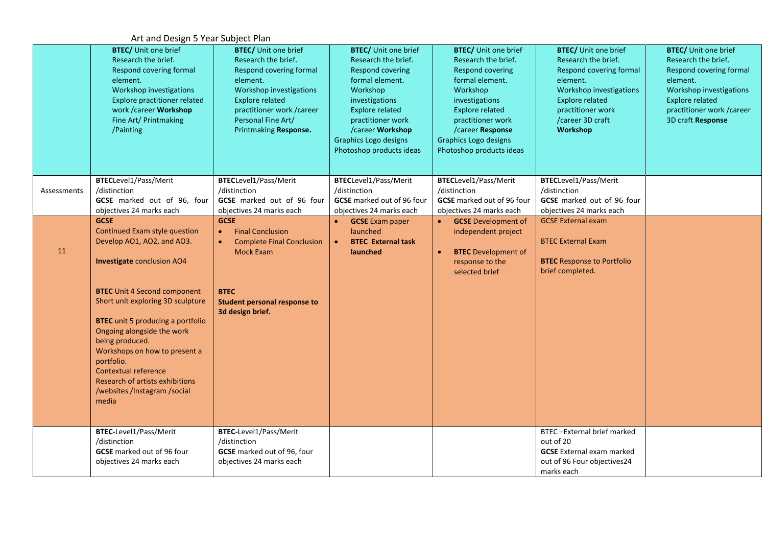Art and Design 5 Year Subject Plan

| | | | | | | |
|---|---|---|---|---|---|---|
| | **BTEC/** Unit one brief<br>Research the brief.<br>Respond covering formal element.<br>Workshop investigations<br>Explore practitioner related work /career **Workshop** Fine Art/ Printmaking /Painting | **BTEC/** Unit one brief<br>Research the brief.<br>Respond covering formal element.<br>Workshop investigations<br>Explore related practitioner work /career Personal Fine Art/ Printmaking **Response.** | **BTEC/** Unit one brief<br>Research the brief.<br>Respond covering formal element.<br>Workshop investigations<br>Explore related practitioner work /career **Workshop**<br>Graphics Logo designs<br>Photoshop products ideas | **BTEC/** Unit one brief<br>Research the brief.<br>Respond covering formal element.<br>Workshop investigations<br>Explore related practitioner work /career **Response**<br>Graphics Logo designs<br>Photoshop products ideas | **BTEC/** Unit one brief<br>Research the brief.<br>Respond covering formal element.<br>Workshop investigations<br>Explore related practitioner work /career 3D craft **Workshop** | **BTEC/** Unit one brief<br>Research the brief.<br>Respond covering formal element.<br>Workshop investigations<br>Explore related practitioner work /career 3D craft **Response** |
| Assessments | **BTEC**Level1/Pass/Merit /distinction<br>**GCSE** marked out of 96, four objectives 24 marks each | **BTEC**Level1/Pass/Merit /distinction<br>**GCSE** marked out of 96 four objectives 24 marks each | **BTEC**Level1/Pass/Merit /distinction<br>**GCSE** marked out of 96 four objectives 24 marks each | **BTEC**Level1/Pass/Merit /distinction<br>**GCSE** marked out of 96 four objectives 24 marks each | **BTEC**Level1/Pass/Merit /distinction<br>**GCSE** marked out of 96 four objectives 24 marks each | |
| 11 | **GCSE**<br>Continued Exam style question Develop AO1, AO2, and AO3.<br><br>**Investigate** conclusion AO4<br><br>**BTEC** Unit 4 Second component Short unit exploring 3D sculpture<br><br>**BTEC** unit 5 producing a portfolio Ongoing alongside the work being produced.<br>Workshops on how to present a portfolio.<br>Contextual reference<br>Research of artists exhibitions /websites /Instagram /social media | **GCSE**<br>• Final Conclusion<br>• Complete Final Conclusion Mock Exam<br><br>**BTEC**<br>**Student personal response to 3d design brief.** | • **GCSE** Exam paper launched<br>• **BTEC External task launched** | • **GCSE** Development of independent project<br>• **BTEC** Development of response to the selected brief | GCSE External exam<br><br>BTEC External Exam<br><br>**BTEC** Response to Portfolio brief completed. | |
| | **BTEC-**Level1/Pass/Merit /distinction<br>**GCSE** marked out of 96 four objectives 24 marks each | **BTEC-**Level1/Pass/Merit /distinction<br>**GCSE** marked out of 96, four objectives 24 marks each | | | BTEC –External brief marked out of 20<br>**GCSE** External exam marked out of 96 Four objectives24 marks each | |